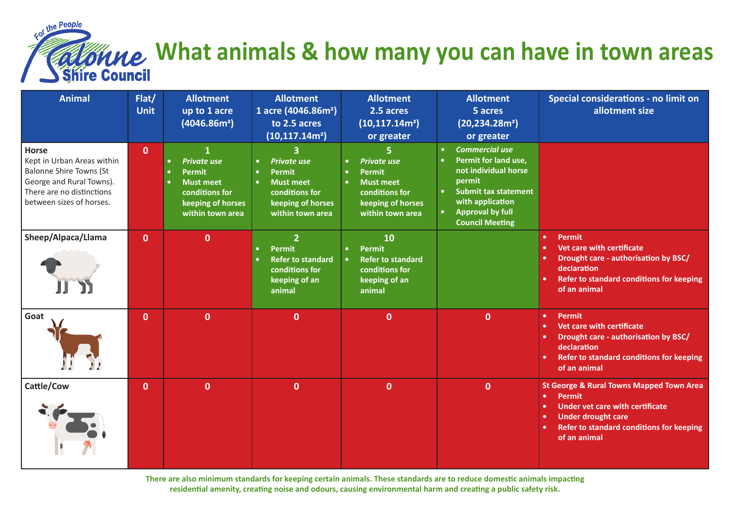# What animals & how many you can have in town areas

Balonne Shire Council – For the People

| Animal | Flat/ Unit | Allotment up to 1 acre (4046.86m²) | Allotment 1 acre (4046.86m²) to 2.5 acres (10,117.14m²) | Allotment 2.5 acres (10,117.14m²) or greater | Allotment 5 acres (20,234.28m²) or greater | Special considerations - no limit on allotment size |
|---|---|---|---|---|---|---|
| **Horse** Kept in Urban Areas within Balonne Shire Towns (St George and Rural Towns). There are no distinctions between sizes of horses. | 0 | **1** <br>• *Private use* <br>• Permit <br>• Must meet conditions for keeping of horses within town area | **3** <br>• *Private use* <br>• Permit <br>• Must meet conditions for keeping of horses within town area | **5** <br>• *Private use* <br>• Permit <br>• Must meet conditions for keeping of horses within town area | • *Commercial use* <br>• Permit for land use, not individual horse permit <br>• Submit tax statement with application <br>• Approval by full Council Meeting | |
| **Sheep/Alpaca/Llama** | 0 | 0 | **2** <br>• Permit <br>• Refer to standard conditions for keeping of an animal | **10** <br>• Permit <br>• Refer to standard conditions for keeping of an animal | | • Permit <br>• Vet care with certificate <br>• Drought care - authorisation by BSC/ declaration <br>• Refer to standard conditions for keeping of an animal |
| **Goat** | 0 | 0 | 0 | 0 | 0 | • Permit <br>• Vet care with certificate <br>• Drought care - authorisation by BSC/ declaration <br>• Refer to standard conditions for keeping of an animal |
| **Cattle/Cow** | 0 | 0 | 0 | 0 | 0 | **St George & Rural Towns Mapped Town Area** <br>• Permit <br>• Under vet care with certificate <br>• Under drought care <br>• Refer to standard conditions for keeping of an animal |

There are also minimum standards for keeping certain animals. These standards are to reduce domestic animals impacting residential amenity, creating noise and odours, causing environmental harm and creating a public safety risk.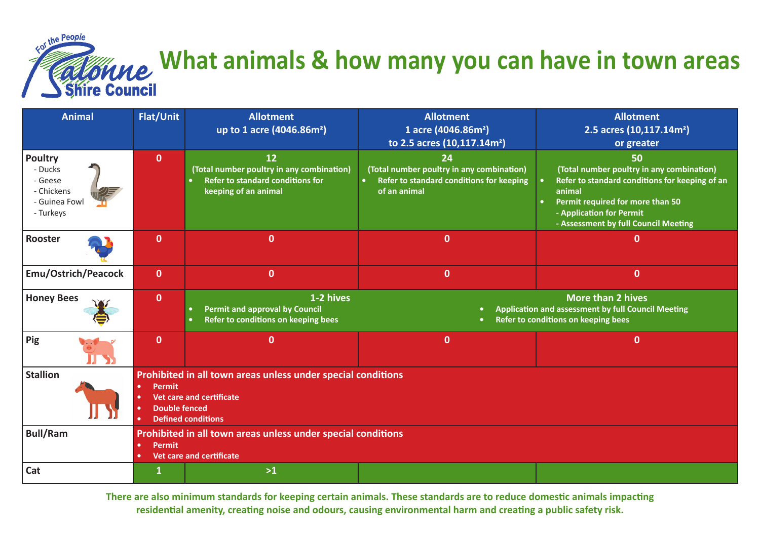# What animals & how many you can have in town areas

| Animal | Flat/Unit | Allotment up to 1 acre (4046.86m²) | Allotment 1 acre (4046.86m²) to 2.5 acres (10,117.14m²) | Allotment 2.5 acres (10,117.14m²) or greater |
|---|---|---|---|---|
| **Poultry** - Ducks - Geese - Chickens - Guinea Fowl - Turkeys | 0 | **12** (Total number poultry in any combination) • Refer to standard conditions for keeping of an animal | **24** (Total number poultry in any combination) • Refer to standard conditions for keeping of an animal | **50** (Total number poultry in any combination) • Refer to standard conditions for keeping of an animal • Permit required for more than 50 - Application for Permit - Assessment by full Council Meeting |
| **Rooster** | 0 | 0 | 0 | 0 |
| **Emu/Ostrich/Peacock** | 0 | 0 | 0 | 0 |
| **Honey Bees** | 0 | **1-2 hives** • Permit and approval by Council • Refer to conditions on keeping bees | | **More than 2 hives** • Application and assessment by full Council Meeting • Refer to conditions on keeping bees |
| **Pig** | 0 | 0 | 0 | 0 |
| **Stallion** | Prohibited in all town areas unless under special conditions • Permit • Vet care and certificate • Double fenced • Defined conditions | | | |
| **Bull/Ram** | Prohibited in all town areas unless under special conditions • Permit • Vet care and certificate | | | |
| **Cat** | 1 | >1 | | |

There are also minimum standards for keeping certain animals. These standards are to reduce domestic animals impacting residential amenity, creating noise and odours, causing environmental harm and creating a public safety risk.